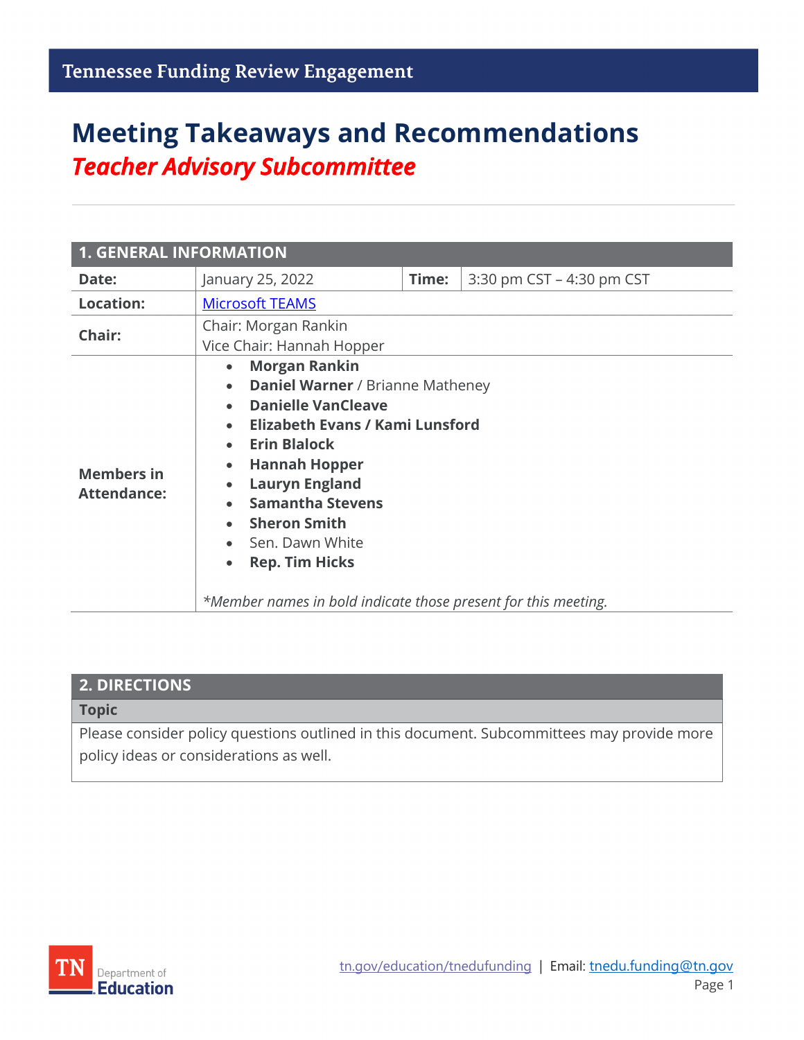Tennessee Funding Review Engagement

# Meeting Takeaways and Recommendations

## *Teacher Advisory Subcommittee*

| **1. GENERAL INFORMATION** | | | |
|---|---|---|---|
| **Date:** | January 25, 2022 | **Time:** | 3:30 pm CST – 4:30 pm CST |
| **Location:** | [Microsoft TEAMS](#) | | |
| **Chair:** | Chair: Morgan Rankin<br>Vice Chair: Hannah Hopper | | |
| **Members in Attendance:** | • **Morgan Rankin**<br>• **Daniel Warner** / Brianne Matheney<br>• **Danielle VanCleave**<br>• **Elizabeth Evans / Kami Lunsford**<br>• **Erin Blalock**<br>• **Hannah Hopper**<br>• **Lauryn England**<br>• **Samantha Stevens**<br>• **Sheron Smith**<br>• Sen. Dawn White<br>• **Rep. Tim Hicks**<br><br>*\*Member names in bold indicate those present for this meeting.* | | |

| **2. DIRECTIONS** |
|---|
| **Topic** |
| Please consider policy questions outlined in this document. Subcommittees may provide more policy ideas or considerations as well. |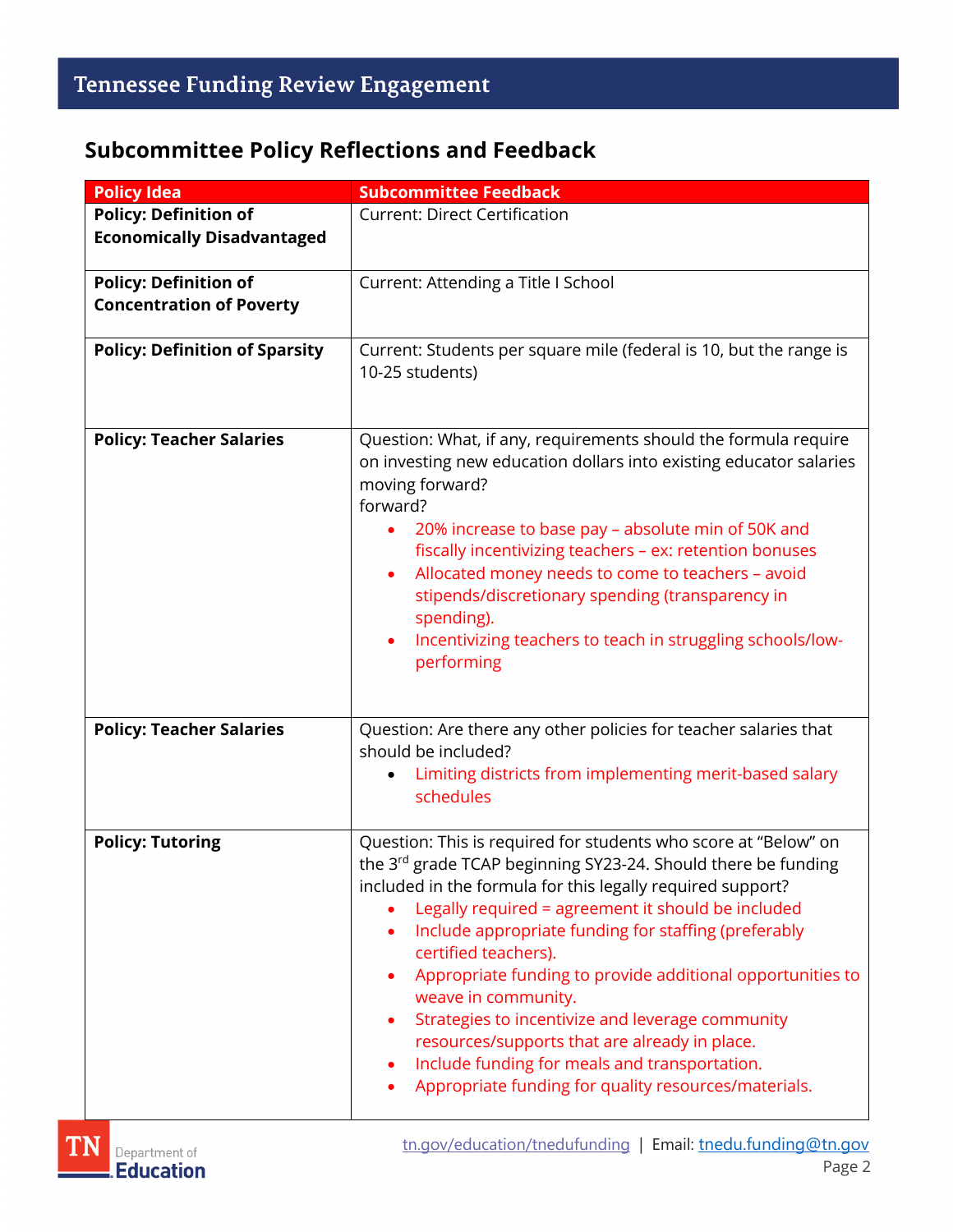## Subcommittee Policy Reflections and Feedback

| Policy Idea | Subcommittee Feedback |
|---|---|
| **Policy: Definition of Economically Disadvantaged** | Current: Direct Certification |
| **Policy: Definition of Concentration of Poverty** | Current: Attending a Title I School |
| **Policy: Definition of Sparsity** | Current: Students per square mile (federal is 10, but the range is 10-25 students) |
| **Policy: Teacher Salaries** | Question: What, if any, requirements should the formula require on investing new education dollars into existing educator salaries moving forward?<br>forward?<br>• 20% increase to base pay – absolute min of 50K and fiscally incentivizing teachers – ex: retention bonuses<br>• Allocated money needs to come to teachers – avoid stipends/discretionary spending (transparency in spending).<br>• Incentivizing teachers to teach in struggling schools/low-performing |
| **Policy: Teacher Salaries** | Question: Are there any other policies for teacher salaries that should be included?<br>• Limiting districts from implementing merit-based salary schedules |
| **Policy: Tutoring** | Question: This is required for students who score at "Below" on the 3rd grade TCAP beginning SY23-24. Should there be funding included in the formula for this legally required support?<br>• Legally required = agreement it should be included<br>• Include appropriate funding for staffing (preferably certified teachers).<br>• Appropriate funding to provide additional opportunities to weave in community.<br>• Strategies to incentivize and leverage community resources/supports that are already in place.<br>• Include funding for meals and transportation.<br>• Appropriate funding for quality resources/materials. |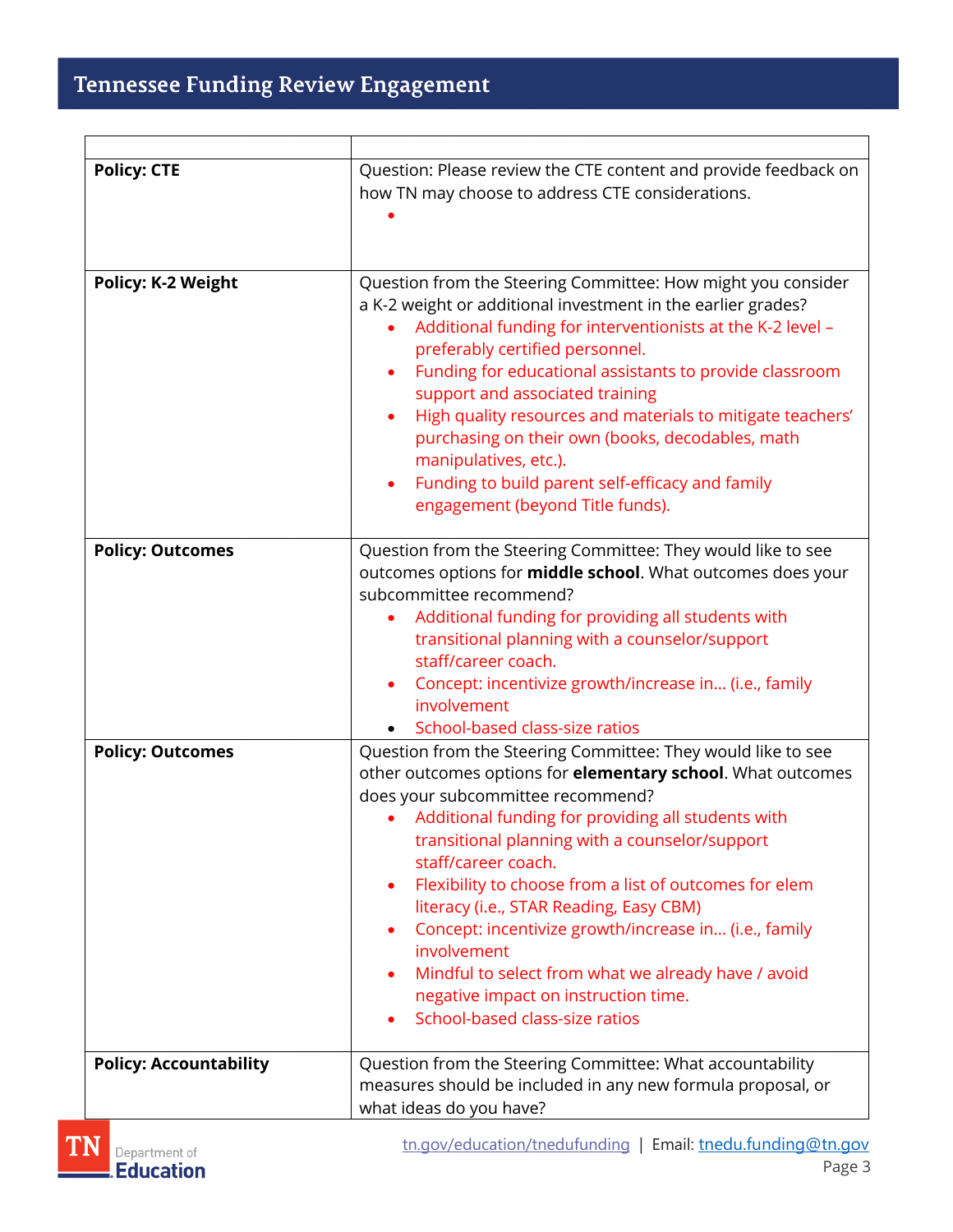| | |
|---|---|
| **Policy: CTE** | Question: Please review the CTE content and provide feedback on how TN may choose to address CTE considerations.<br>• |
| **Policy: K-2 Weight** | Question from the Steering Committee: How might you consider a K-2 weight or additional investment in the earlier grades?<br>• Additional funding for interventionists at the K-2 level – preferably certified personnel.<br>• Funding for educational assistants to provide classroom support and associated training<br>• High quality resources and materials to mitigate teachers' purchasing on their own (books, decodables, math manipulatives, etc.).<br>• Funding to build parent self-efficacy and family engagement (beyond Title funds). |
| **Policy: Outcomes** | Question from the Steering Committee: They would like to see outcomes options for **middle school**. What outcomes does your subcommittee recommend?<br>• Additional funding for providing all students with transitional planning with a counselor/support staff/career coach.<br>• Concept: incentivize growth/increase in… (i.e., family involvement<br>• School-based class-size ratios |
| **Policy: Outcomes** | Question from the Steering Committee: They would like to see other outcomes options for **elementary school**. What outcomes does your subcommittee recommend?<br>• Additional funding for providing all students with transitional planning with a counselor/support staff/career coach.<br>• Flexibility to choose from a list of outcomes for elem literacy (i.e., STAR Reading, Easy CBM)<br>• Concept: incentivize growth/increase in… (i.e., family involvement<br>• Mindful to select from what we already have / avoid negative impact on instruction time.<br>• School-based class-size ratios |
| **Policy: Accountability** | Question from the Steering Committee: What accountability measures should be included in any new formula proposal, or what ideas do you have? |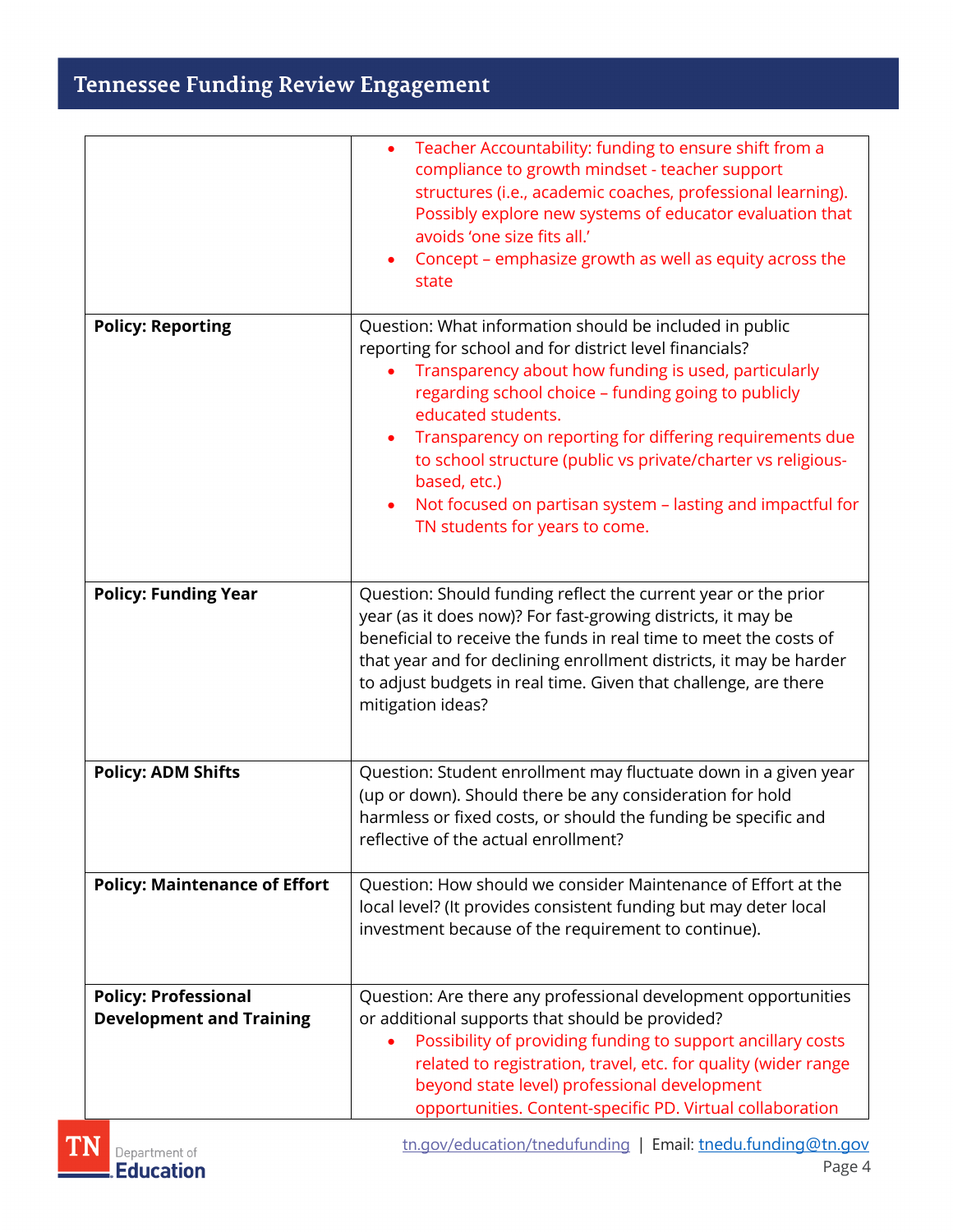| | |
|---|---|
| | • Teacher Accountability: funding to ensure shift from a compliance to growth mindset - teacher support structures (i.e., academic coaches, professional learning). Possibly explore new systems of educator evaluation that avoids 'one size fits all.'<br>• Concept – emphasize growth as well as equity across the state |
| **Policy: Reporting** | Question: What information should be included in public reporting for school and for district level financials?<br>• Transparency about how funding is used, particularly regarding school choice – funding going to publicly educated students.<br>• Transparency on reporting for differing requirements due to school structure (public vs private/charter vs religious-based, etc.)<br>• Not focused on partisan system – lasting and impactful for TN students for years to come. |
| **Policy: Funding Year** | Question: Should funding reflect the current year or the prior year (as it does now)? For fast-growing districts, it may be beneficial to receive the funds in real time to meet the costs of that year and for declining enrollment districts, it may be harder to adjust budgets in real time. Given that challenge, are there mitigation ideas? |
| **Policy: ADM Shifts** | Question: Student enrollment may fluctuate down in a given year (up or down). Should there be any consideration for hold harmless or fixed costs, or should the funding be specific and reflective of the actual enrollment? |
| **Policy: Maintenance of Effort** | Question: How should we consider Maintenance of Effort at the local level? (It provides consistent funding but may deter local investment because of the requirement to continue). |
| **Policy: Professional Development and Training** | Question: Are there any professional development opportunities or additional supports that should be provided?<br>• Possibility of providing funding to support ancillary costs related to registration, travel, etc. for quality (wider range beyond state level) professional development opportunities. Content-specific PD. Virtual collaboration |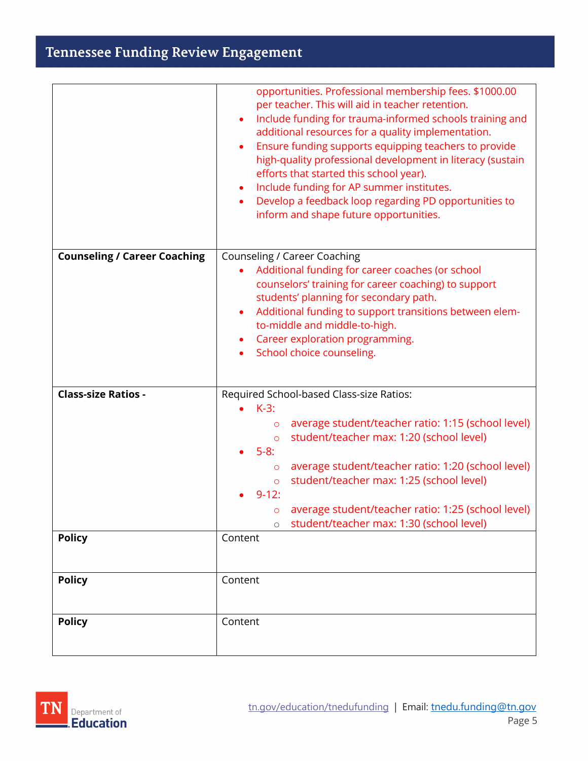| | |
|---|---|
| | opportunities. Professional membership fees. $1000.00 per teacher. This will aid in teacher retention.<br>• Include funding for trauma-informed schools training and additional resources for a quality implementation.<br>• Ensure funding supports equipping teachers to provide high-quality professional development in literacy (sustain efforts that started this school year).<br>• Include funding for AP summer institutes.<br>• Develop a feedback loop regarding PD opportunities to inform and shape future opportunities. |
| **Counseling / Career Coaching** | Counseling / Career Coaching<br>• Additional funding for career coaches (or school counselors' training for career coaching) to support students' planning for secondary path.<br>• Additional funding to support transitions between elem-to-middle and middle-to-high.<br>• Career exploration programming.<br>• School choice counseling. |
| **Class-size Ratios -** | Required School-based Class-size Ratios:<br>• K-3:<br>  ○ average student/teacher ratio: 1:15 (school level)<br>  ○ student/teacher max: 1:20 (school level)<br>• 5-8:<br>  ○ average student/teacher ratio: 1:20 (school level)<br>  ○ student/teacher max: 1:25 (school level)<br>• 9-12:<br>  ○ average student/teacher ratio: 1:25 (school level)<br>  ○ student/teacher max: 1:30 (school level) |
| **Policy** | Content |
| **Policy** | Content |
| **Policy** | Content |